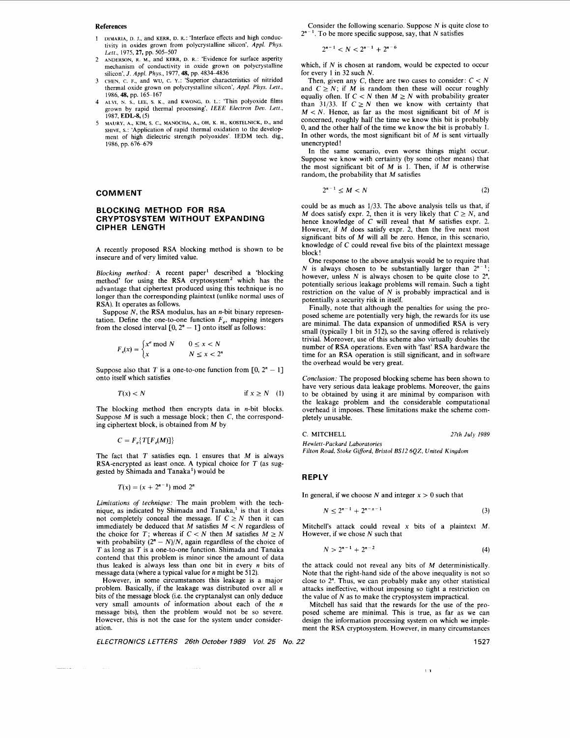**References**

1. DIMARIA, D. J., and KERR, D. R.: 'Interface effects and high conductivity in oxides grown from polycrystalline silicon', *Appl. Phys. Lett.*, 1975, **27**, pp. 505–507
2. ANDERSON, R. M., and KERR, D. R.: 'Evidence for surface asperity mechanism of conductivity in oxide grown on polycrystalline silicon', *J. Appl. Phys.*, 1977, **48**, pp. 4834–4836
3. CHEN, C. F., and WU, C. Y.: 'Superior characteristics of nitrided thermal oxide grown on polycrystalline silicon', *Appl. Phys. Lett.*, 1986, **48**, pp. 165–167
4. ALVI, N. S., LEE, S. K., and KWONG, D. L.: 'Thin polyoxide films grown by rapid thermal processing', *IEEE Electron Dev. Lett.*, 1987, **EDL-8**, (5)
5. MAURY, A., KIM, S. C., MANOCHA, A., OH, K. H., KOSTELNICK, D., and SHIVE, S.: 'Application of rapid thermal oxidation to the development of high dielectric strength polyoxides'. IEDM tech. dig., 1986, pp. 676–679

## COMMENT

## BLOCKING METHOD FOR RSA CRYPTOSYSTEM WITHOUT EXPANDING CIPHER LENGTH

A recently proposed RSA blocking method is shown to be insecure and of very limited value.

*Blocking method:* A recent paper[1] described a 'blocking method' for using the RSA cryptosystem[2] which has the advantage that ciphertext produced using this technique is no longer than the corresponding plaintext (unlike normal uses of RSA). It operates as follows.

Suppose $N$, the RSA modulus, has an $n$-bit binary representation. Define the one-to-one function $F_e$, mapping integers from the closed interval $[0, 2^n - 1]$ onto itself as follows:

$$F_e(x) = \begin{cases} x^e \bmod N & 0 \leq x < N \\ x & N \leq x < 2^n \end{cases}$$

Suppose also that $T$ is a one-to-one function from $[0, 2^n - 1]$ onto itself which satisfies

$$T(x) < N \qquad \text{if } x \geq N \quad (1)$$

The blocking method then encrypts data in $n$-bit blocks. Suppose $M$ is such a message block; then $C$, the corresponding ciphertext block, is obtained from $M$ by

$$C = F_e\{T[F_e(M)]\}$$

The fact that $T$ satisfies eqn. 1 ensures that $M$ is always RSA-encrypted as least once. A typical choice for $T$ (as suggested by Shimada and Tanaka[1]) would be

$$T(x) = (x + 2^{n-1}) \bmod 2^n$$

*Limitations of technique:* The main problem with the technique, as indicated by Shimada and Tanaka,[1] is that it does not completely conceal the message. If $C \geq N$ then it can immediately be deduced that $M$ satisfies $M < N$ regardless of the choice for $T$; whereas if $C < N$ then $M$ satisfies $M \geq N$ with probability $(2^n - N)/N$, again regardless of the choice of $T$ as long as $T$ is a one-to-one function. Shimada and Tanaka contend that this problem is minor since the amount of data thus leaked is always less than one bit in every $n$ bits of message data (where a typical value for $n$ might be 512).

However, in some circumstances this leakage is a major problem. Basically, if the leakage was distributed over all $n$ bits of the message block (i.e. the cryptanalyst can only deduce very small amounts of information about each of the $n$ message bits), then the problem would not be so severe. However, this is not the case for the system under consideration.

Consider the following scenario. Suppose $N$ is quite close to $2^{n-1}$. To be more specific suppose, say, that $N$ satisfies

$$2^{n-1} < N < 2^{n-1} + 2^{n-6}$$

which, if $N$ is chosen at random, would be expected to occur for every 1 in 32 such $N$.

Then, given any $C$, there are two cases to consider: $C < N$ and $C \geq N$; if $M$ is random then these will occur roughly equally often. If $C < N$ then $M \geq N$ with probability greater than 31/33. If $C \geq N$ then we know with certainty that $M < N$. Hence, as far as the most significant bit of $M$ is concerned, roughly half the time we know this bit is probably 0, and the other half of the time we know the bit is probably 1. In other words, the most significant bit of $M$ is sent virtually unencrypted!

In the same scenario, even worse things might occur. Suppose we know with certainty (by some other means) that the most significant bit of $M$ is 1. Then, if $M$ is otherwise random, the probability that $M$ satisfies

$$2^{n-1} \leq M < N \quad (2)$$

could be as much as 1/33. The above analysis tells us that, if $M$ does satisfy expr. 2, then it is very likely that $C \geq N$, and hence knowledge of $C$ will reveal that $M$ satisfies expr. 2. However, if $M$ does satisfy expr. 2, then the five next most significant bits of $M$ will all be zero. Hence, in this scenario, knowledge of $C$ could reveal five bits of the plaintext message block!

One response to the above analysis would be to require that $N$ is always chosen to be substantially larger than $2^{n-1}$; however, unless $N$ is always chosen to be quite close to $2^n$, potentially serious leakage problems will remain. Such a tight restriction on the value of $N$ is probably impractical and is potentially a security risk in itself.

Finally, note that although the penalties for using the proposed scheme are potentially very high, the rewards for its use are minimal. The data expansion of unmodified RSA is very small (typically 1 bit in 512), so the saving offered is relatively trivial. Moreover, use of this scheme also virtually doubles the number of RSA operations. Even with 'fast' RSA hardware the time for an RSA operation is still significant, and in software the overhead would be very great.

*Conclusion:* The proposed blocking scheme has been shown to have very serious data leakage problems. Moreover, the gains to be obtained by using it are minimal by comparison with the leakage problem and the considerable computational overhead it imposes. These limitations make the scheme completely unusable.

C. MITCHELL — *27th July 1989*

*Hewlett-Packard Laboratories*
*Filton Road, Stoke Gifford, Bristol BS12 6QZ, United Kingdom*

## REPLY

In general, if we choose $N$ and integer $x > 0$ such that

$$N \leq 2^{n-1} + 2^{n-x-1} \quad (3)$$

Mitchell's attack could reveal $x$ bits of a plaintext $M$. However, if we chose $N$ such that

$$N > 2^{n-1} + 2^{n-2} \quad (4)$$

the attack could not reveal any bits of $M$ deterministically. Note that the right-hand side of the above inequality is not so close to $2^n$. Thus, we can probably make any other statistical attacks ineffective, without imposing so tight a restriction on the value of $N$ as to make the cryptosystem impractical.

Mitchell has said that the rewards for the use of the proposed scheme are minimal. This is true, as far as we can design the information processing system on which we implement the RSA cryptosystem. However, in many circumstances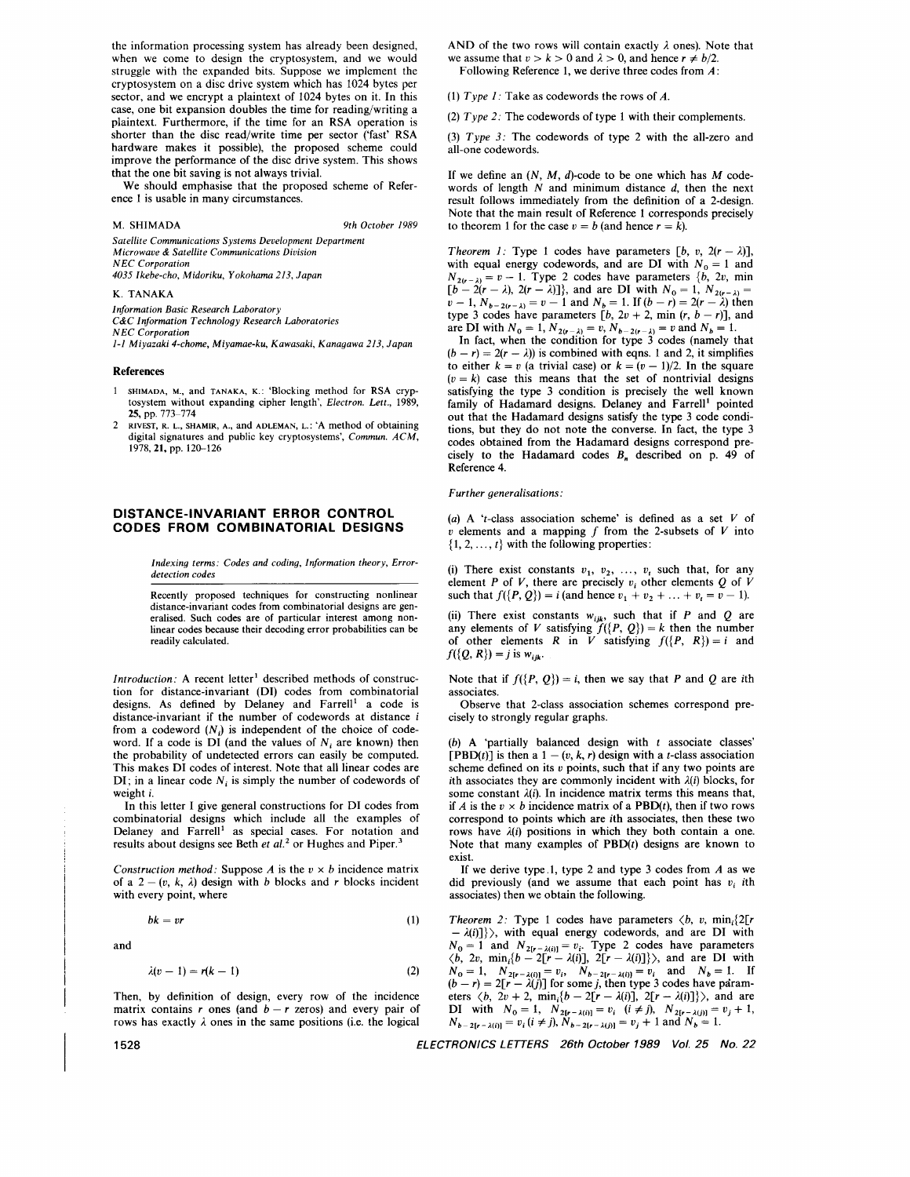the information processing system has already been designed, when we come to design the cryptosystem, and we would struggle with the expanded bits. Suppose we implement the cryptosystem on a disc drive system which has 1024 bytes per sector, and we encrypt a plaintext of 1024 bytes on it. In this case, one bit expansion doubles the time for reading/writing a plaintext. Furthermore, if the time for an RSA operation is shorter than the disc read/write time per sector ('fast' RSA hardware makes it possible), the proposed scheme could improve the performance of the disc drive system. This shows that the one bit saving is not always trivial.

We should emphasise that the proposed scheme of Reference 1 is usable in many circumstances.

M. SHIMADA

9th October 1989

*Satellite Communications Systems Development Department*
*Microwave & Satellite Communications Division*
*NEC Corporation*
*4035 Ikebe-cho, Midoriku, Yokohama 213, Japan*

K. TANAKA

*Information Basic Research Laboratory*
*C&C Information Technology Research Laboratories*
*NEC Corporation*
*1-1 Miyazaki 4-chome, Miyamae-ku, Kawasaki, Kanagawa 213, Japan*

### References

1. SHIMADA, M., and TANAKA, K.: 'Blocking method for RSA cryptosystem without expanding cipher length', *Electron. Lett.*, 1989, **25**, pp. 773–774
2. RIVEST, R. L., SHAMIR, A., and ADLEMAN, L.: 'A method of obtaining digital signatures and public key cryptosystems', *Commun. ACM*, 1978, **21**, pp. 120–126

## DISTANCE-INVARIANT ERROR CONTROL CODES FROM COMBINATORIAL DESIGNS

*Indexing terms: Codes and coding, Information theory, Error-detection codes*

Recently proposed techniques for constructing nonlinear distance-invariant codes from combinatorial designs are generalised. Such codes are of particular interest among nonlinear codes because their decoding error probabilities can be readily calculated.

*Introduction:* A recent letter[1] described methods of construction for distance-invariant (DI) codes from combinatorial designs. As defined by Delaney and Farrell[1] a code is distance-invariant if the number of codewords at distance $i$ from a codeword ($N_i$) is independent of the choice of codeword. If a code is DI (and the values of $N_i$ are known) then the probability of undetected errors can easily be computed. This makes DI codes of interest. Note that all linear codes are DI; in a linear code $N_i$ is simply the number of codewords of weight $i$.

In this letter I give general constructions for DI codes from combinatorial designs which include all the examples of Delaney and Farrell[1] as special cases. For notation and results about designs see Beth *et al.*[2] or Hughes and Piper.[3]

*Construction method:* Suppose $A$ is the $v \times b$ incidence matrix of a $2-(v, k, \lambda)$ design with $b$ blocks and $r$ blocks incident with every point, where

$$bk = vr \tag{1}$$

and

$$\lambda(v-1) = r(k-1) \tag{2}$$

Then, by definition of design, every row of the incidence matrix contains $r$ ones (and $b-r$ zeros) and every pair of rows has exactly $\lambda$ ones in the same positions (i.e. the logical AND of the two rows will contain exactly $\lambda$ ones). Note that we assume that $v > k > 0$ and $\lambda > 0$, and hence $r \neq b/2$.

Following Reference 1, we derive three codes from $A$:

(1) *Type 1:* Take as codewords the rows of $A$.

(2) *Type 2:* The codewords of type 1 with their complements.

(3) *Type 3:* The codewords of type 2 with the all-zero and all-one codewords.

If we define an $(N, M, d)$-code to be one which has $M$ codewords of length $N$ and minimum distance $d$, then the next result follows immediately from the definition of a 2-design. Note that the main result of Reference 1 corresponds precisely to theorem 1 for the case $v = b$ (and hence $r = k$).

*Theorem 1:* Type 1 codes have parameters $[b, v, 2(r-\lambda)]$, with equal energy codewords, and are DI with $N_0 = 1$ and $N_{2(r-\lambda)} = v - 1$. Type 2 codes have parameters $\{b, 2v, \min[b - 2(r-\lambda), 2(r-\lambda)]\}$, and are DI with $N_0 = 1$, $N_{2(r-\lambda)} = v-1$, $N_{b-2(r-\lambda)} = v - 1$ and $N_b = 1$. If $(b-r) = 2(r-\lambda)$ then type 3 codes have parameters $[b, 2v+2, \min(r, b-r)]$, and are DI with $N_0 = 1$, $N_{2(r-\lambda)} = v$, $N_{b-2(r-\lambda)} = v$ and $N_b = 1$.

In fact, when the condition for type 3 codes (namely that $(b-r) = 2(r-\lambda)$) is combined with eqns. 1 and 2, it simplifies to either $k = v$ (a trivial case) or $k = (v-1)/2$. In the square ($v = k$) case this means that the set of nontrivial designs satisfying the type 3 condition is precisely the well known family of Hadamard designs. Delaney and Farrell[1] pointed out that the Hadamard designs satisfy the type 3 code conditions, but they do not note the converse. In fact, the type 3 codes obtained from the Hadamard designs correspond precisely to the Hadamard codes $B_n$ described on p. 49 of Reference 4.

*Further generalisations:*

(*a*) A '$t$-class association scheme' is defined as a set $V$ of $v$ elements and a mapping $f$ from the 2-subsets of $V$ into $\{1, 2, \ldots, t\}$ with the following properties:

(i) There exist constants $v_1, v_2, \ldots, v_t$ such that, for any element $P$ of $V$, there are precisely $v_i$ other elements $Q$ of $V$ such that $f(\{P, Q\}) = i$ (and hence $v_1 + v_2 + \ldots + v_t = v - 1$).

(ii) There exist constants $w_{ijk}$ such that if $P$ and $Q$ are any elements of $V$ satisfying $f(\{P, Q\}) = k$ then the number of other elements $R$ in $V$ satisfying $f(\{P, R\}) = i$ and $f(\{Q, R\}) = j$ is $w_{ijk}$.

Note that if $f(\{P, Q\}) = i$, then we say that $P$ and $Q$ are $i$th associates.

Observe that 2-class association schemes correspond precisely to strongly regular graphs.

(*b*) A 'partially balanced design with $t$ associate classes' [PBD($t$)] is then a $1-(v, k, r)$ design with a $t$-class association scheme defined on its $v$ points, such that if any two points are $i$th associates they are commonly incident with $\lambda(i)$ blocks, for some constant $\lambda(i)$. In incidence matrix terms this means that, if $A$ is the $v \times b$ incidence matrix of a PBD($t$), then if two rows correspond to points which are $i$th associates, then these two rows have $\lambda(i)$ positions in which they both contain a one. Note that many examples of PBD($t$) designs are known to exist.

If we derive type 1, type 2 and type 3 codes from $A$ as we did previously (and we assume that each point has $v_i$ $i$th associates) then we obtain the following.

*Theorem 2:* Type 1 codes have parameters $\langle b, v, \min_i\{2[r - \lambda(i)]\}\rangle$, with equal energy codewords, and are DI with $N_0 = 1$ and $N_{2[r-\lambda(i)]} = v_i$. Type 2 codes have parameters $\langle b, 2v, \min_i\{b - 2[r-\lambda(i)], 2[r-\lambda(i)]\}\rangle$, and are DI with $N_0 = 1$, $N_{2[r-\lambda(i)]} = v_i$, $N_{b-2[r-\lambda(i)]} = v_i$ and $N_b = 1$. If $(b-r) = 2[r-\lambda(j)]$ for some $j$, then type 3 codes have parameters $\langle b, 2v+2, \min_i\{b - 2[r-\lambda(i)], 2[r-\lambda(i)]\}\rangle$, and are DI with $N_0 = 1$, $N_{2[r-\lambda(i)]} = v_i$ $(i \neq j)$, $N_{2[r-\lambda(j)]} = v_j + 1$, $N_{b-2[r-\lambda(i)]} = v_i$ $(i \neq j)$, $N_{b-2[r-\lambda(j)]} = v_j + 1$ and $N_b = 1$.